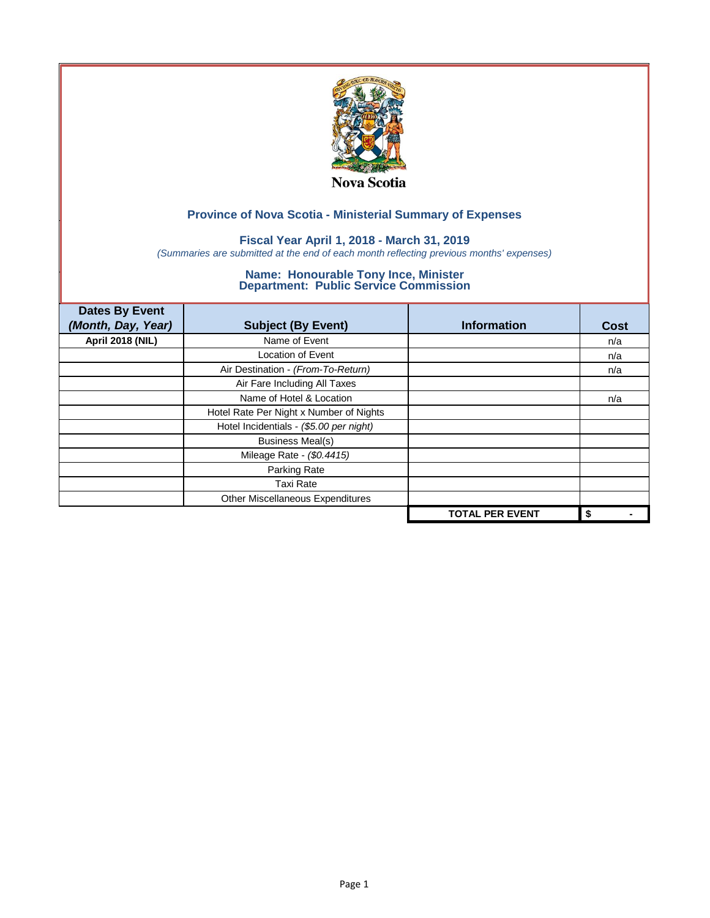Nova Scotia

## Province of Nova Scotia - Ministerial Summary of Expenses

### Fiscal Year April 1, 2018 - March 31, 2019

*(Summaries are submitted at the end of each month reflecting previous months' expenses)*

### Name: Honourable Tony Ince, Minister
### Department: Public Service Commission

| Dates By Event *(Month, Day, Year)* | Subject (By Event) | Information | Cost |
|---|---|---|---|
| **April 2018 (NIL)** | Name of Event | | n/a |
| | Location of Event | | n/a |
| | Air Destination - *(From-To-Return)* | | n/a |
| | Air Fare Including All Taxes | | |
| | Name of Hotel & Location | | n/a |
| | Hotel Rate Per Night x Number of Nights | | |
| | Hotel Incidentials - *($5.00 per night)* | | |
| | Business Meal(s) | | |
| | Mileage Rate - *($0.4415)* | | |
| | Parking Rate | | |
| | Taxi Rate | | |
| | Other Miscellaneous Expenditures | | |
| | | **TOTAL PER EVENT** | **$ -** |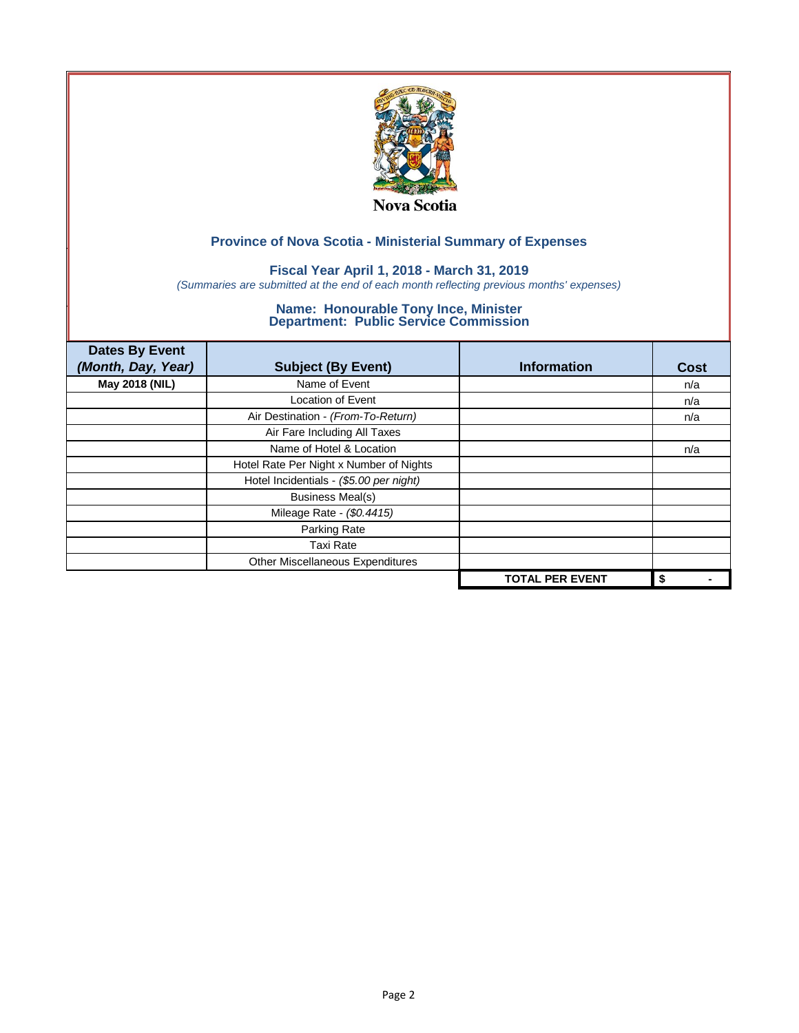Nova Scotia

## Province of Nova Scotia - Ministerial Summary of Expenses

### Fiscal Year April 1, 2018 - March 31, 2019

*(Summaries are submitted at the end of each month reflecting previous months' expenses)*

### Name: Honourable Tony Ince, Minister
### Department: Public Service Commission

| Dates By Event *(Month, Day, Year)* | Subject (By Event) | Information | Cost |
|---|---|---|---|
| **May 2018 (NIL)** | Name of Event | | n/a |
| | Location of Event | | n/a |
| | Air Destination - *(From-To-Return)* | | n/a |
| | Air Fare Including All Taxes | | |
| | Name of Hotel & Location | | n/a |
| | Hotel Rate Per Night x Number of Nights | | |
| | Hotel Incidentials - *($5.00 per night)* | | |
| | Business Meal(s) | | |
| | Mileage Rate - *($0.4415)* | | |
| | Parking Rate | | |
| | Taxi Rate | | |
| | Other Miscellaneous Expenditures | | |
| | | **TOTAL PER EVENT** | **$ -** |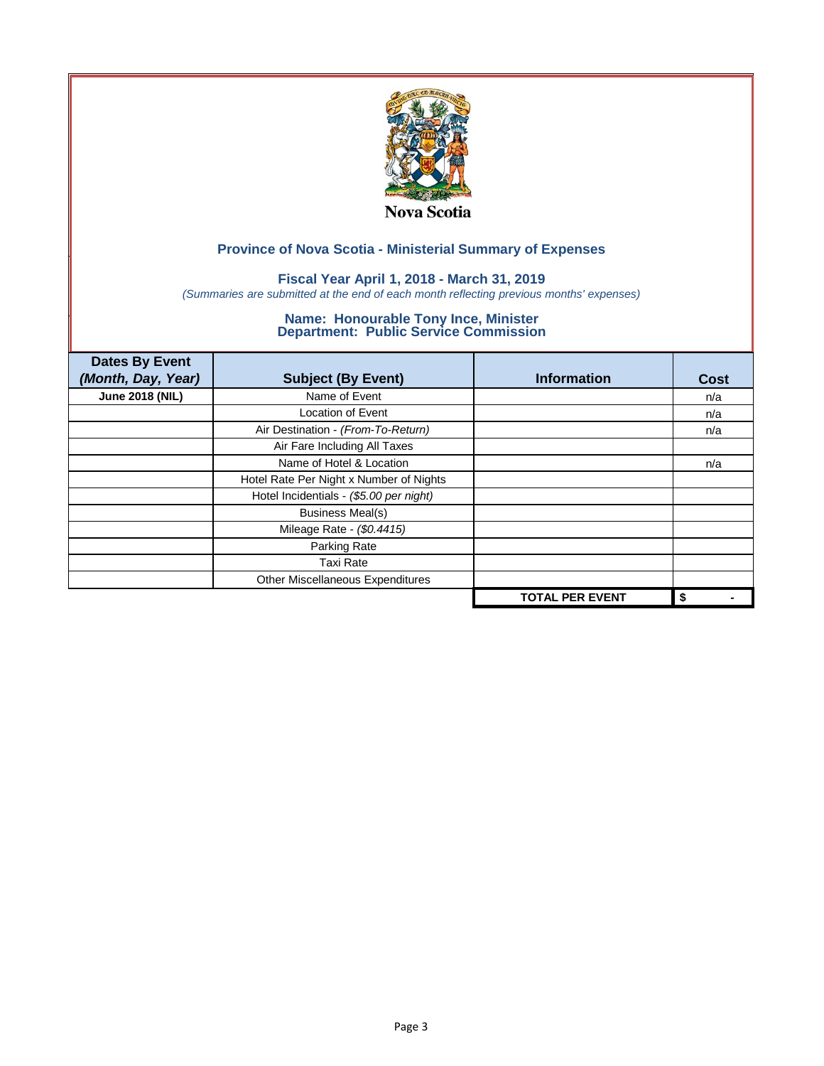Nova Scotia

## Province of Nova Scotia - Ministerial Summary of Expenses

### Fiscal Year April 1, 2018 - March 31, 2019

*(Summaries are submitted at the end of each month reflecting previous months' expenses)*

### Name: Honourable Tony Ince, Minister
### Department: Public Service Commission

| Dates By Event *(Month, Day, Year)* | Subject (By Event) | Information | Cost |
|---|---|---|---|
| **June 2018 (NIL)** | Name of Event | | n/a |
| | Location of Event | | n/a |
| | Air Destination - *(From-To-Return)* | | n/a |
| | Air Fare Including All Taxes | | |
| | Name of Hotel & Location | | n/a |
| | Hotel Rate Per Night x Number of Nights | | |
| | Hotel Incidentials - *($5.00 per night)* | | |
| | Business Meal(s) | | |
| | Mileage Rate - *($0.4415)* | | |
| | Parking Rate | | |
| | Taxi Rate | | |
| | Other Miscellaneous Expenditures | | |
| | | **TOTAL PER EVENT** | **$ -** |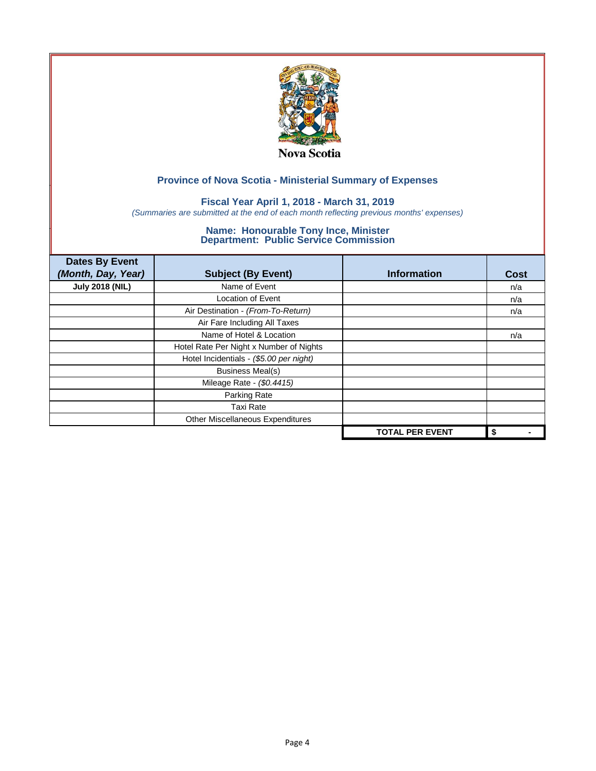Nova Scotia

## Province of Nova Scotia - Ministerial Summary of Expenses

### Fiscal Year April 1, 2018 - March 31, 2019

*(Summaries are submitted at the end of each month reflecting previous months' expenses)*

### Name: Honourable Tony Ince, Minister
### Department: Public Service Commission

| Dates By Event *(Month, Day, Year)* | Subject (By Event) | Information | Cost |
|---|---|---|---|
| **July 2018 (NIL)** | Name of Event | | n/a |
| | Location of Event | | n/a |
| | Air Destination - *(From-To-Return)* | | n/a |
| | Air Fare Including All Taxes | | |
| | Name of Hotel & Location | | n/a |
| | Hotel Rate Per Night x Number of Nights | | |
| | Hotel Incidentials - *($5.00 per night)* | | |
| | Business Meal(s) | | |
| | Mileage Rate - *($0.4415)* | | |
| | Parking Rate | | |
| | Taxi Rate | | |
| | Other Miscellaneous Expenditures | | |
| | | **TOTAL PER EVENT** | **$ -** |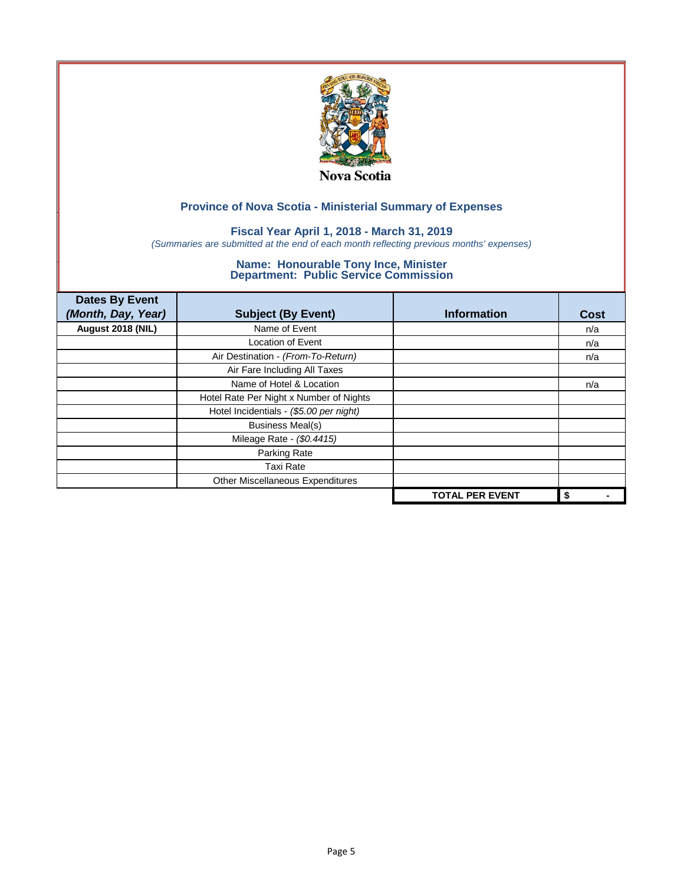Nova Scotia

## Province of Nova Scotia - Ministerial Summary of Expenses

### Fiscal Year April 1, 2018 - March 31, 2019

*(Summaries are submitted at the end of each month reflecting previous months' expenses)*

### Name: Honourable Tony Ince, Minister
### Department: Public Service Commission

| Dates By Event *(Month, Day, Year)* | Subject (By Event) | Information | Cost |
|---|---|---|---|
| **August 2018 (NIL)** | Name of Event | | n/a |
| | Location of Event | | n/a |
| | Air Destination - *(From-To-Return)* | | n/a |
| | Air Fare Including All Taxes | | |
| | Name of Hotel & Location | | n/a |
| | Hotel Rate Per Night x Number of Nights | | |
| | Hotel Incidentials - *($5.00 per night)* | | |
| | Business Meal(s) | | |
| | Mileage Rate - *($0.4415)* | | |
| | Parking Rate | | |
| | Taxi Rate | | |
| | Other Miscellaneous Expenditures | | |
| | | **TOTAL PER EVENT** | **$ -** |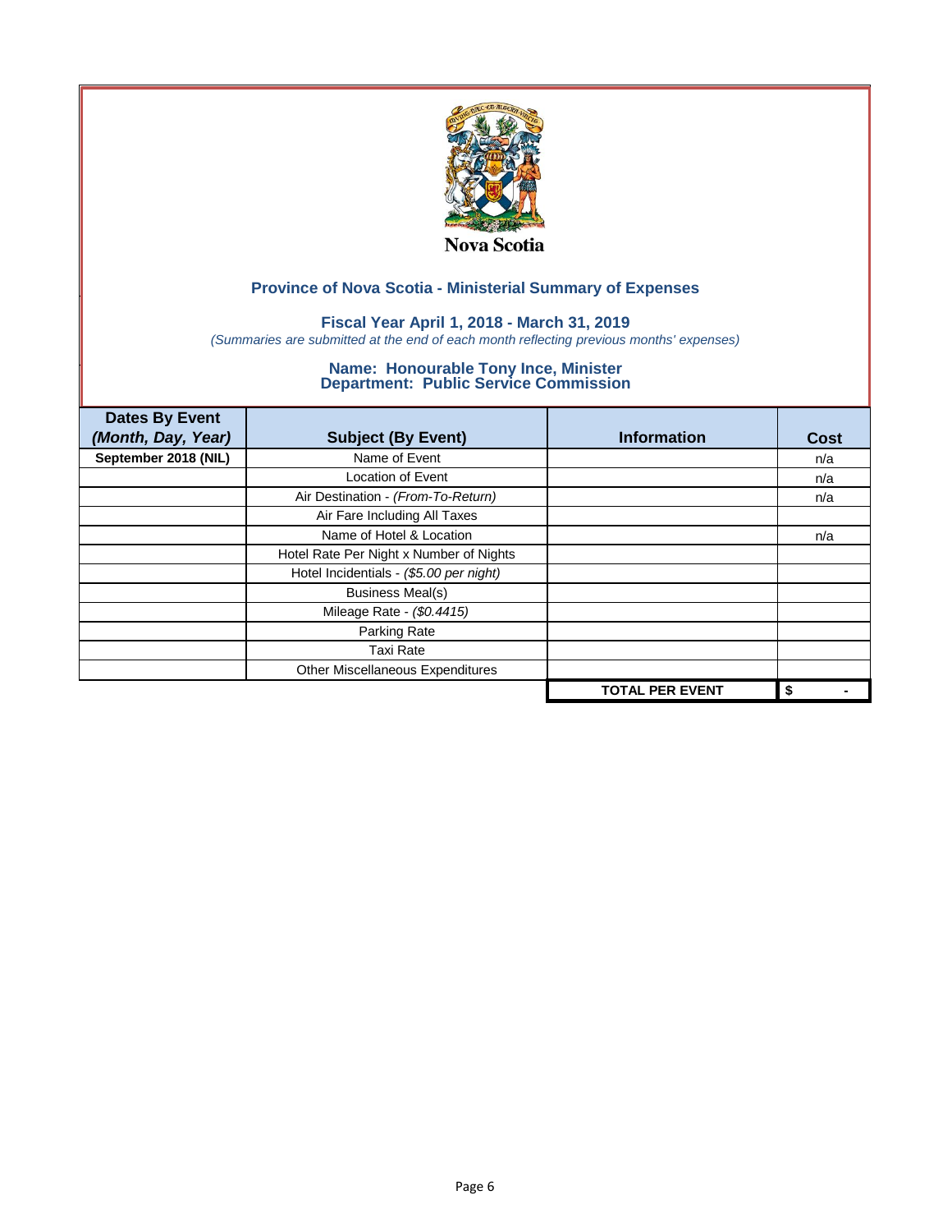Nova Scotia

## Province of Nova Scotia - Ministerial Summary of Expenses

### Fiscal Year April 1, 2018 - March 31, 2019

*(Summaries are submitted at the end of each month reflecting previous months' expenses)*

### Name: Honourable Tony Ince, Minister
### Department: Public Service Commission

| Dates By Event *(Month, Day, Year)* | Subject (By Event) | Information | Cost |
|---|---|---|---|
| **September 2018 (NIL)** | Name of Event | | n/a |
| | Location of Event | | n/a |
| | Air Destination - *(From-To-Return)* | | n/a |
| | Air Fare Including All Taxes | | |
| | Name of Hotel & Location | | n/a |
| | Hotel Rate Per Night x Number of Nights | | |
| | Hotel Incidentials - *($5.00 per night)* | | |
| | Business Meal(s) | | |
| | Mileage Rate - *($0.4415)* | | |
| | Parking Rate | | |
| | Taxi Rate | | |
| | Other Miscellaneous Expenditures | | |
| | | **TOTAL PER EVENT** | **$ -** |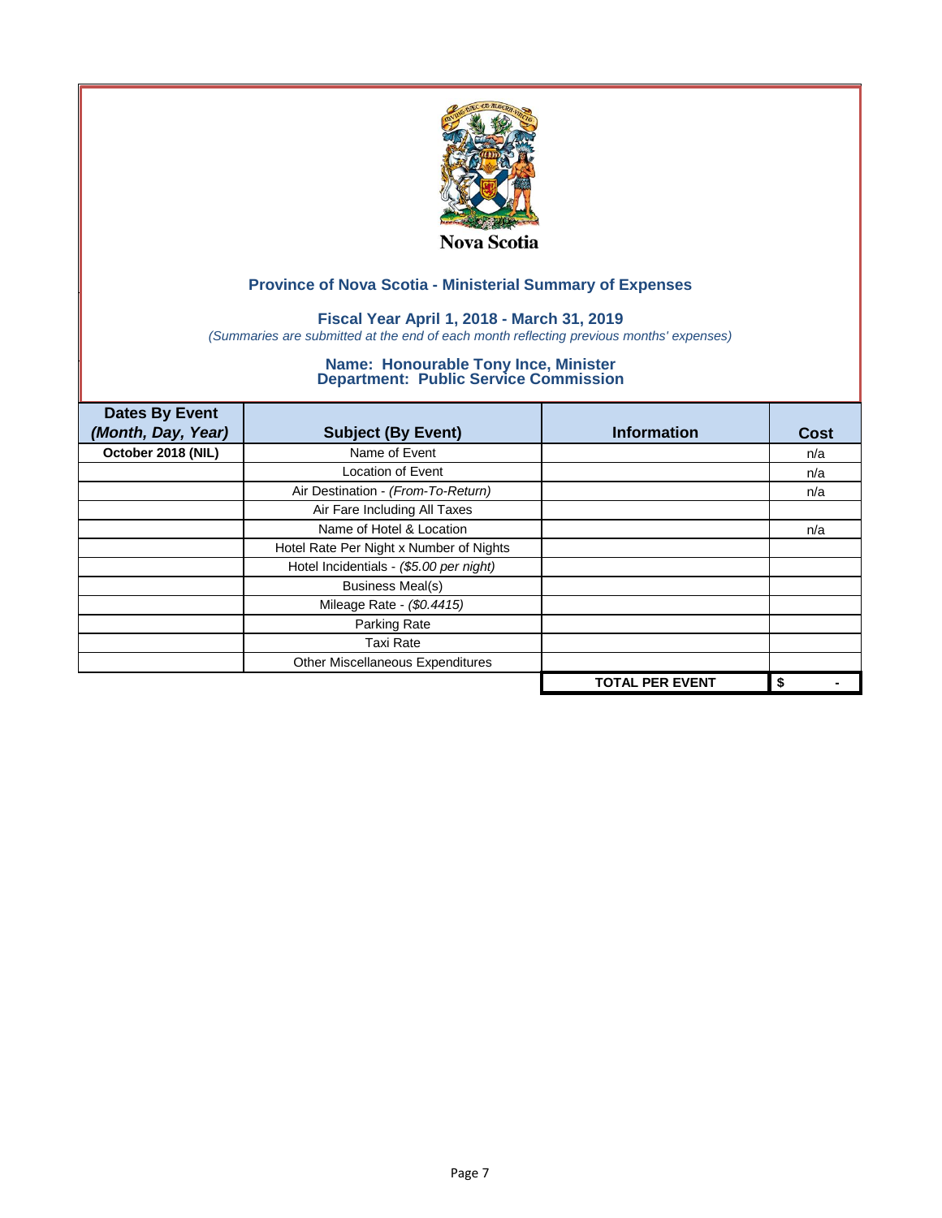Nova Scotia

## Province of Nova Scotia - Ministerial Summary of Expenses

### Fiscal Year April 1, 2018 - March 31, 2019

*(Summaries are submitted at the end of each month reflecting previous months' expenses)*

### Name: Honourable Tony Ince, Minister
### Department: Public Service Commission

| **Dates By Event** *(Month, Day, Year)* | **Subject (By Event)** | **Information** | **Cost** |
|---|---|---|---|
| **October 2018 (NIL)** | Name of Event | | n/a |
| | Location of Event | | n/a |
| | Air Destination - *(From-To-Return)* | | n/a |
| | Air Fare Including All Taxes | | |
| | Name of Hotel & Location | | n/a |
| | Hotel Rate Per Night x Number of Nights | | |
| | Hotel Incidentials - *($5.00 per night)* | | |
| | Business Meal(s) | | |
| | Mileage Rate - *($0.4415)* | | |
| | Parking Rate | | |
| | Taxi Rate | | |
| | Other Miscellaneous Expenditures | | |
| | | **TOTAL PER EVENT** | **$ -** |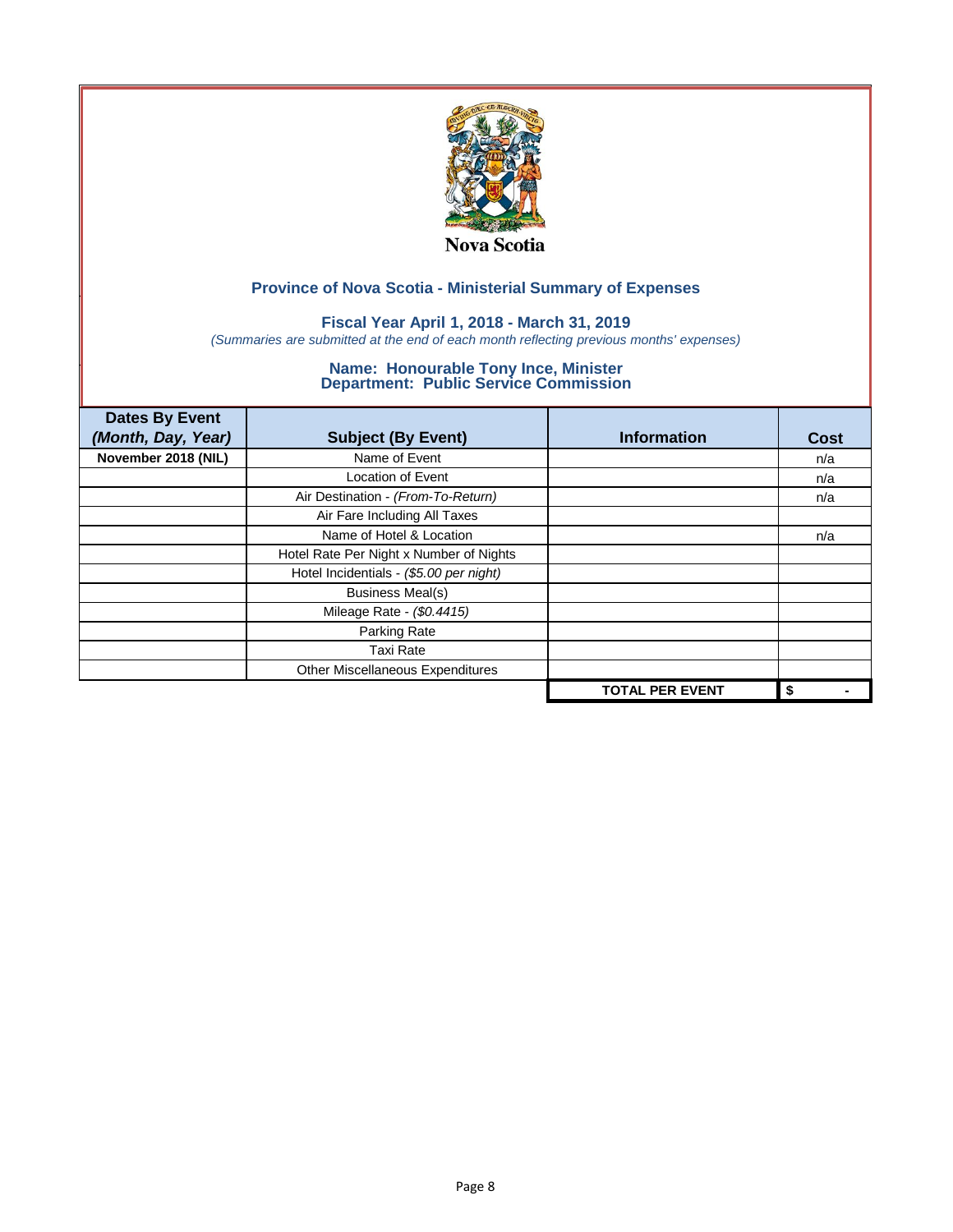Nova Scotia

## Province of Nova Scotia - Ministerial Summary of Expenses

### Fiscal Year April 1, 2018 - March 31, 2019

*(Summaries are submitted at the end of each month reflecting previous months' expenses)*

### Name: Honourable Tony Ince, Minister
### Department: Public Service Commission

| Dates By Event *(Month, Day, Year)* | Subject (By Event) | Information | Cost |
|---|---|---|---|
| **November 2018 (NIL)** | Name of Event | | n/a |
| | Location of Event | | n/a |
| | Air Destination - *(From-To-Return)* | | n/a |
| | Air Fare Including All Taxes | | |
| | Name of Hotel & Location | | n/a |
| | Hotel Rate Per Night x Number of Nights | | |
| | Hotel Incidentials - *($5.00 per night)* | | |
| | Business Meal(s) | | |
| | Mileage Rate - *($0.4415)* | | |
| | Parking Rate | | |
| | Taxi Rate | | |
| | Other Miscellaneous Expenditures | | |
| | | **TOTAL PER EVENT** | **$ -** |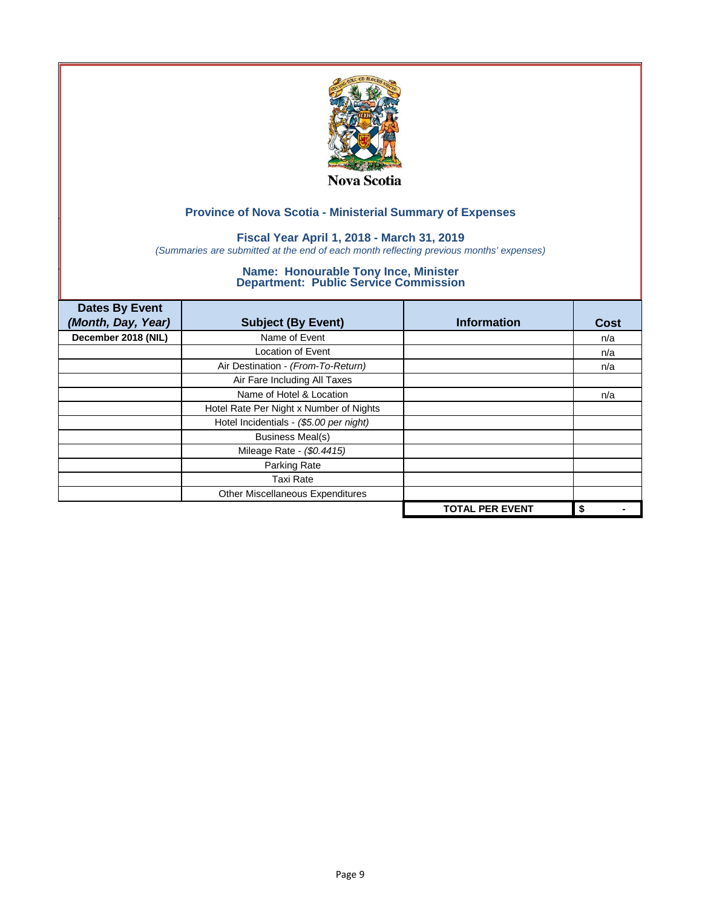Nova Scotia

## Province of Nova Scotia - Ministerial Summary of Expenses

### Fiscal Year April 1, 2018 - March 31, 2019

*(Summaries are submitted at the end of each month reflecting previous months' expenses)*

### Name: Honourable Tony Ince, Minister
### Department: Public Service Commission

| Dates By Event *(Month, Day, Year)* | Subject (By Event) | Information | Cost |
|---|---|---|---|
| **December 2018 (NIL)** | Name of Event | | n/a |
| | Location of Event | | n/a |
| | Air Destination - *(From-To-Return)* | | n/a |
| | Air Fare Including All Taxes | | |
| | Name of Hotel & Location | | n/a |
| | Hotel Rate Per Night x Number of Nights | | |
| | Hotel Incidentials - *($5.00 per night)* | | |
| | Business Meal(s) | | |
| | Mileage Rate - *($0.4415)* | | |
| | Parking Rate | | |
| | Taxi Rate | | |
| | Other Miscellaneous Expenditures | | |
| | | **TOTAL PER EVENT** | **$ -** |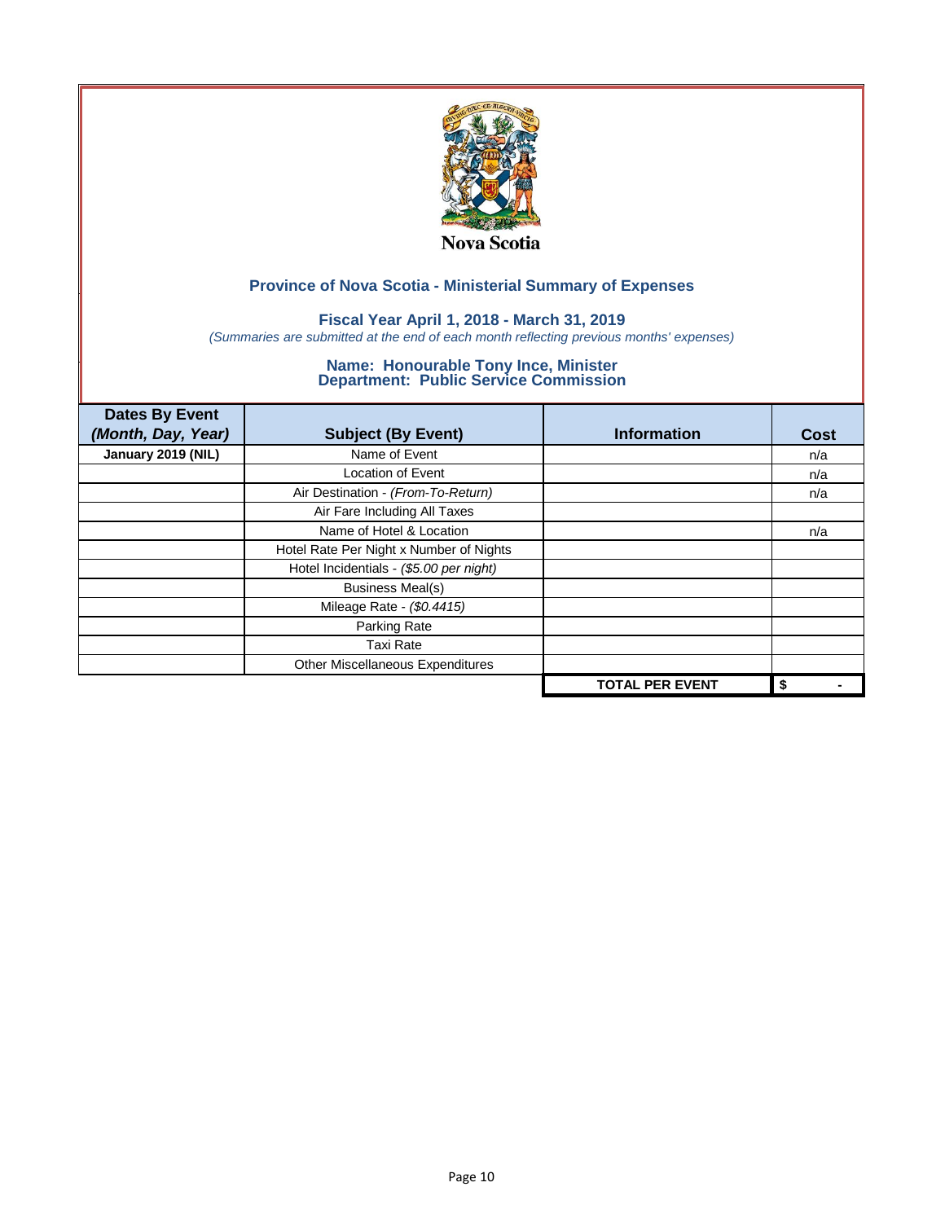Nova Scotia

## Province of Nova Scotia - Ministerial Summary of Expenses

### Fiscal Year April 1, 2018 - March 31, 2019

*(Summaries are submitted at the end of each month reflecting previous months' expenses)*

### Name: Honourable Tony Ince, Minister
### Department: Public Service Commission

| Dates By Event *(Month, Day, Year)* | Subject (By Event) | Information | Cost |
|---|---|---|---|
| **January 2019 (NIL)** | Name of Event | | n/a |
| | Location of Event | | n/a |
| | Air Destination - *(From-To-Return)* | | n/a |
| | Air Fare Including All Taxes | | |
| | Name of Hotel & Location | | n/a |
| | Hotel Rate Per Night x Number of Nights | | |
| | Hotel Incidentials - *($5.00 per night)* | | |
| | Business Meal(s) | | |
| | Mileage Rate - *($0.4415)* | | |
| | Parking Rate | | |
| | Taxi Rate | | |
| | Other Miscellaneous Expenditures | | |
| | | **TOTAL PER EVENT** | **$ -** |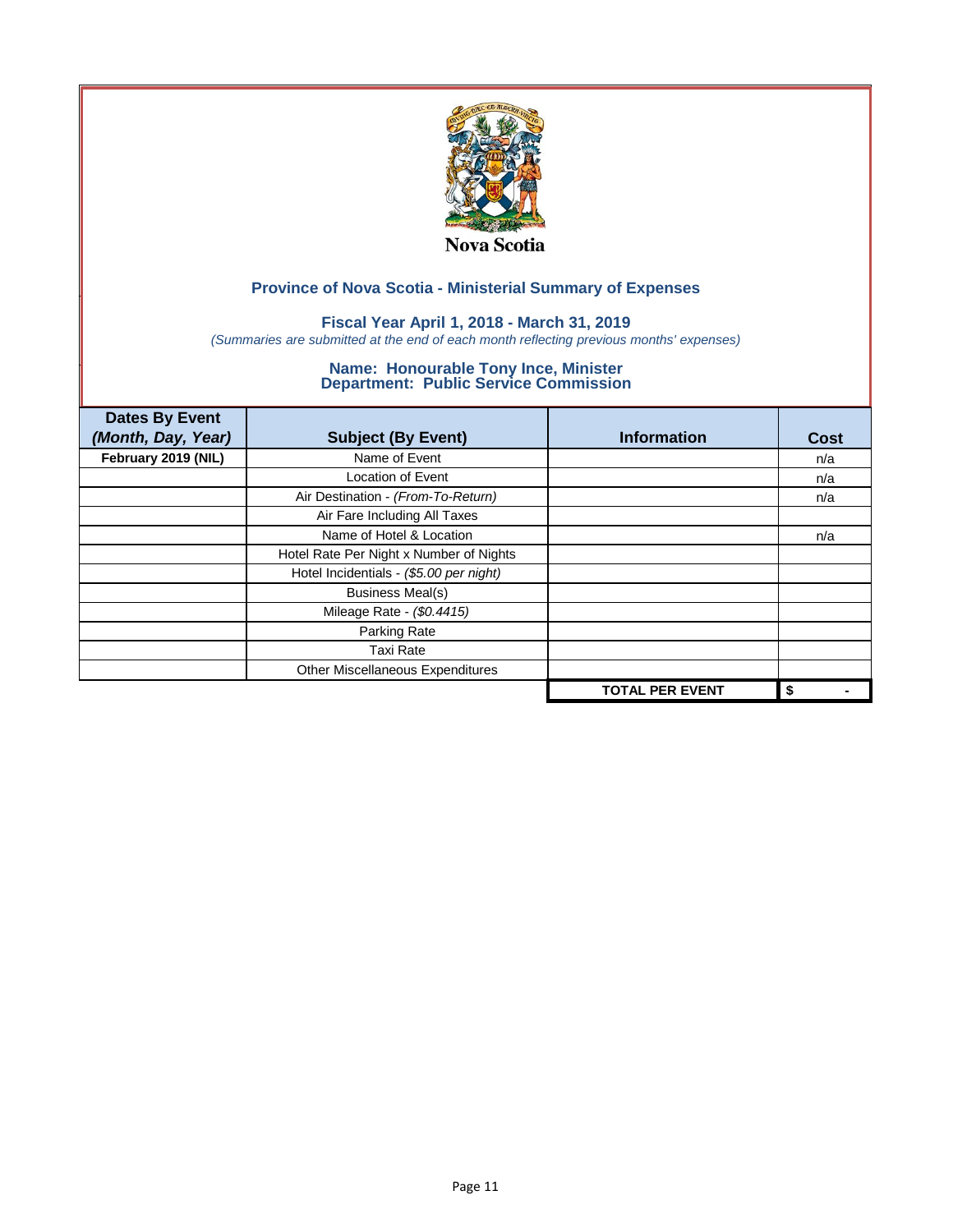Nova Scotia

## Province of Nova Scotia - Ministerial Summary of Expenses

### Fiscal Year April 1, 2018 - March 31, 2019

*(Summaries are submitted at the end of each month reflecting previous months' expenses)*

### Name: Honourable Tony Ince, Minister
### Department: Public Service Commission

| **Dates By Event** *(Month, Day, Year)* | **Subject (By Event)** | **Information** | **Cost** |
|---|---|---|---|
| **February 2019 (NIL)** | Name of Event | | n/a |
| | Location of Event | | n/a |
| | Air Destination - *(From-To-Return)* | | n/a |
| | Air Fare Including All Taxes | | |
| | Name of Hotel & Location | | n/a |
| | Hotel Rate Per Night x Number of Nights | | |
| | Hotel Incidentials - *($5.00 per night)* | | |
| | Business Meal(s) | | |
| | Mileage Rate - *($0.4415)* | | |
| | Parking Rate | | |
| | Taxi Rate | | |
| | Other Miscellaneous Expenditures | | |
| | | **TOTAL PER EVENT** | **$ -** |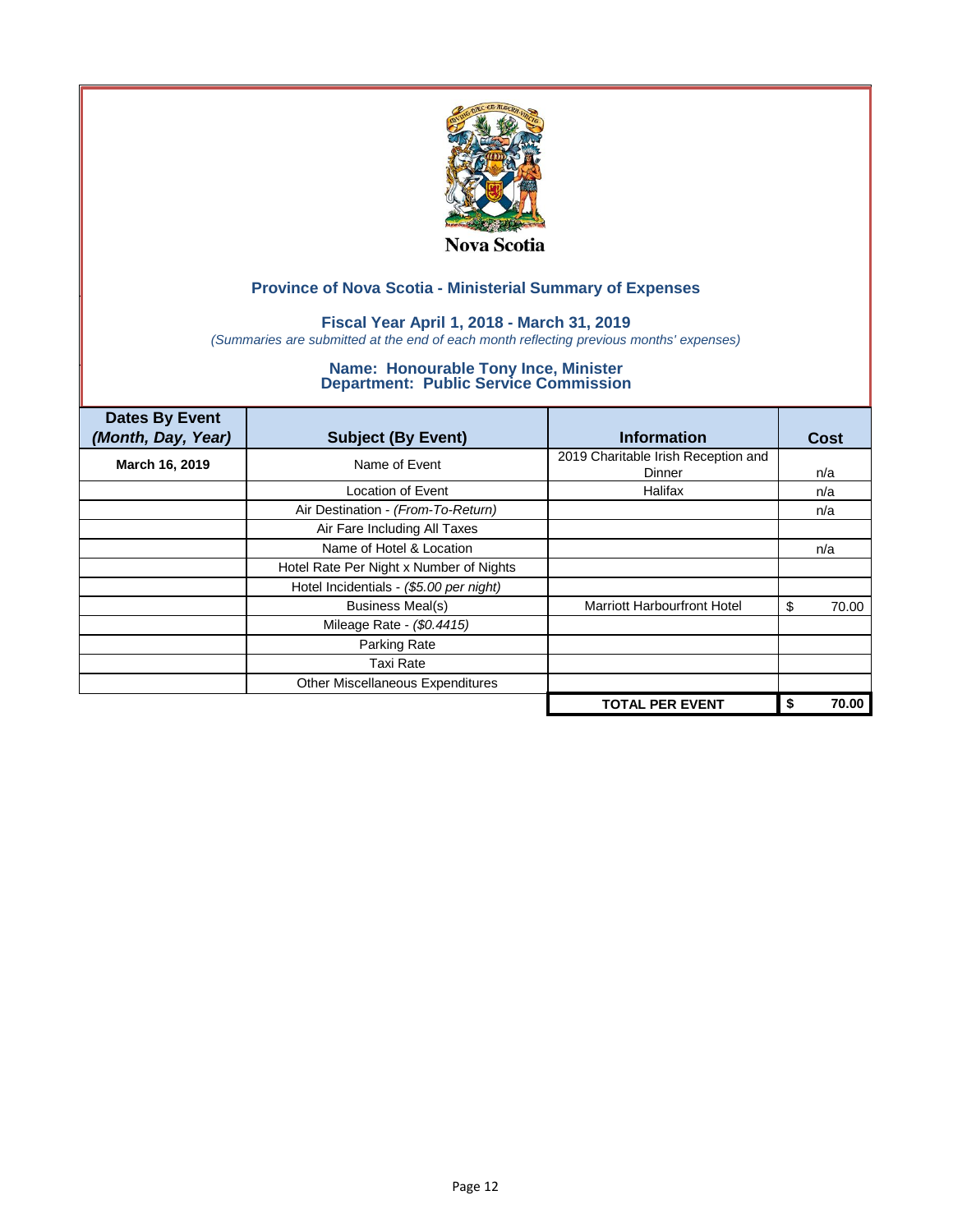Nova Scotia

## Province of Nova Scotia - Ministerial Summary of Expenses

### Fiscal Year April 1, 2018 - March 31, 2019

*(Summaries are submitted at the end of each month reflecting previous months' expenses)*

### Name: Honourable Tony Ince, Minister
### Department: Public Service Commission

| Dates By Event *(Month, Day, Year)* | Subject (By Event) | Information | Cost |
|---|---|---|---|
| **March 16, 2019** | Name of Event | 2019 Charitable Irish Reception and Dinner | n/a |
| | Location of Event | Halifax | n/a |
| | Air Destination - *(From-To-Return)* | | n/a |
| | Air Fare Including All Taxes | | |
| | Name of Hotel & Location | | n/a |
| | Hotel Rate Per Night x Number of Nights | | |
| | Hotel Incidentials - *($5.00 per night)* | | |
| | Business Meal(s) | Marriott Harbourfront Hotel | $ 70.00 |
| | Mileage Rate - *($0.4415)* | | |
| | Parking Rate | | |
| | Taxi Rate | | |
| | Other Miscellaneous Expenditures | | |
| | | **TOTAL PER EVENT** | **$ 70.00** |